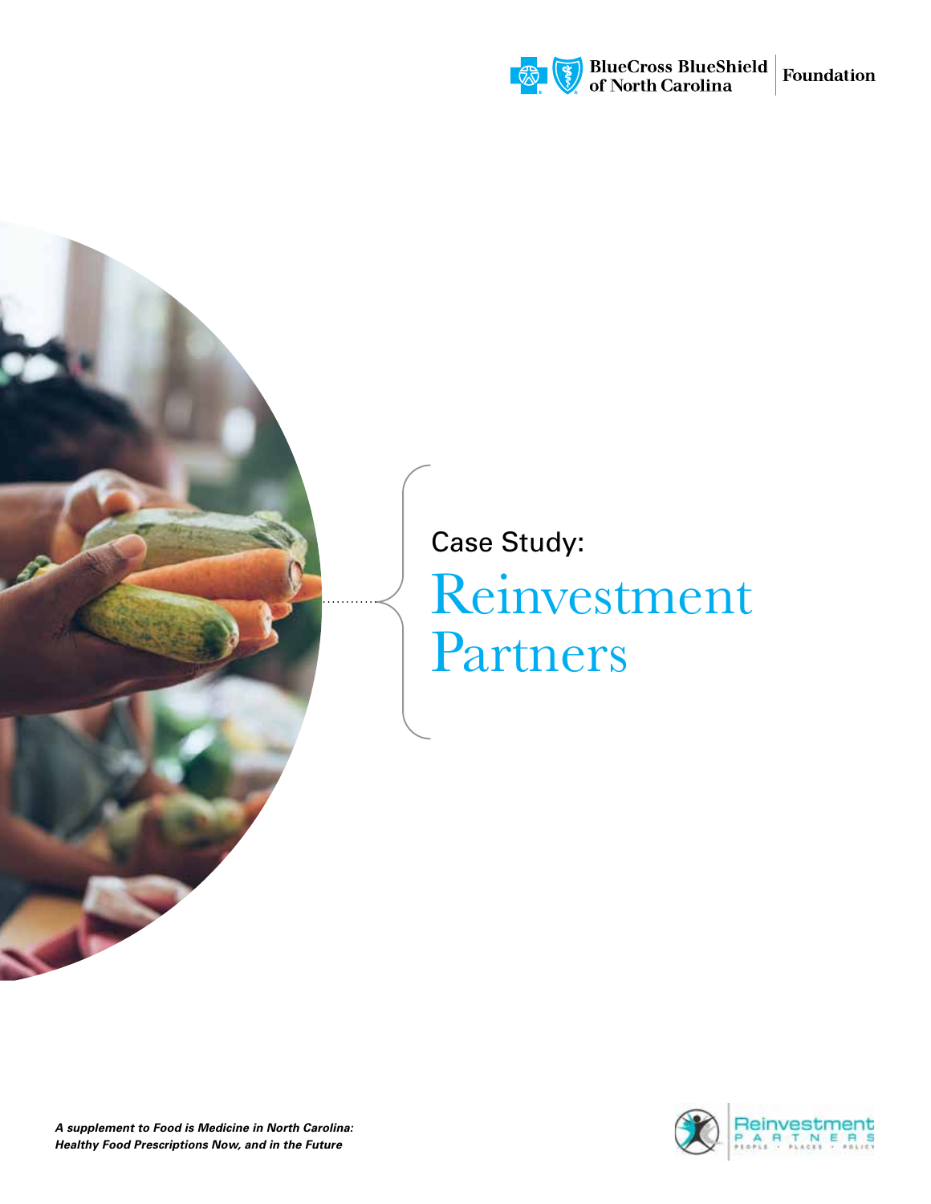BlueCross BlueShield of North Carolina | Foundation

Case Study:

# Reinvestment Partners

*A supplement to Food is Medicine in North Carolina: Healthy Food Prescriptions Now, and in the Future*

Reinvestment Partners
PEOPLE • PLACES • POLICY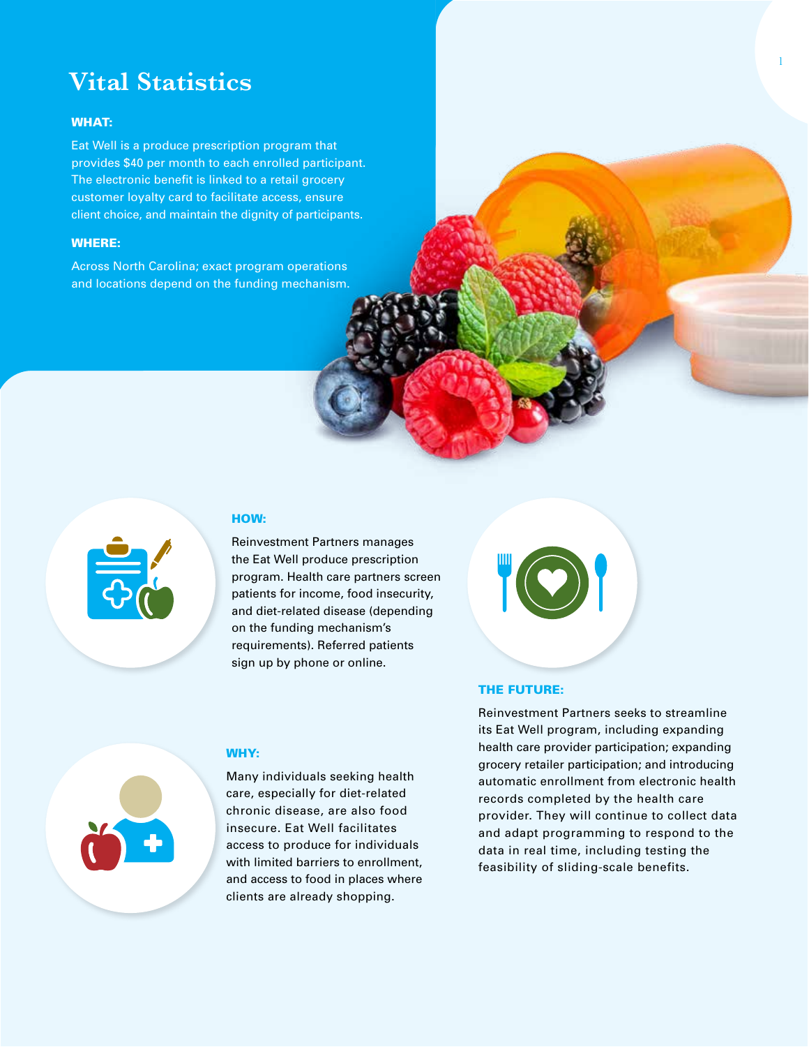# Vital Statistics

**WHAT:**

Eat Well is a produce prescription program that provides $40 per month to each enrolled participant. The electronic benefit is linked to a retail grocery customer loyalty card to facilitate access, ensure client choice, and maintain the dignity of participants.

**WHERE:**

Across North Carolina; exact program operations and locations depend on the funding mechanism.

**HOW:**

Reinvestment Partners manages the Eat Well produce prescription program. Health care partners screen patients for income, food insecurity, and diet-related disease (depending on the funding mechanism's requirements). Referred patients sign up by phone or online.

**WHY:**

Many individuals seeking health care, especially for diet-related chronic disease, are also food insecure. Eat Well facilitates access to produce for individuals with limited barriers to enrollment, and access to food in places where clients are already shopping.

**THE FUTURE:**

Reinvestment Partners seeks to streamline its Eat Well program, including expanding health care provider participation; expanding grocery retailer participation; and introducing automatic enrollment from electronic health records completed by the health care provider. They will continue to collect data and adapt programming to respond to the data in real time, including testing the feasibility of sliding-scale benefits.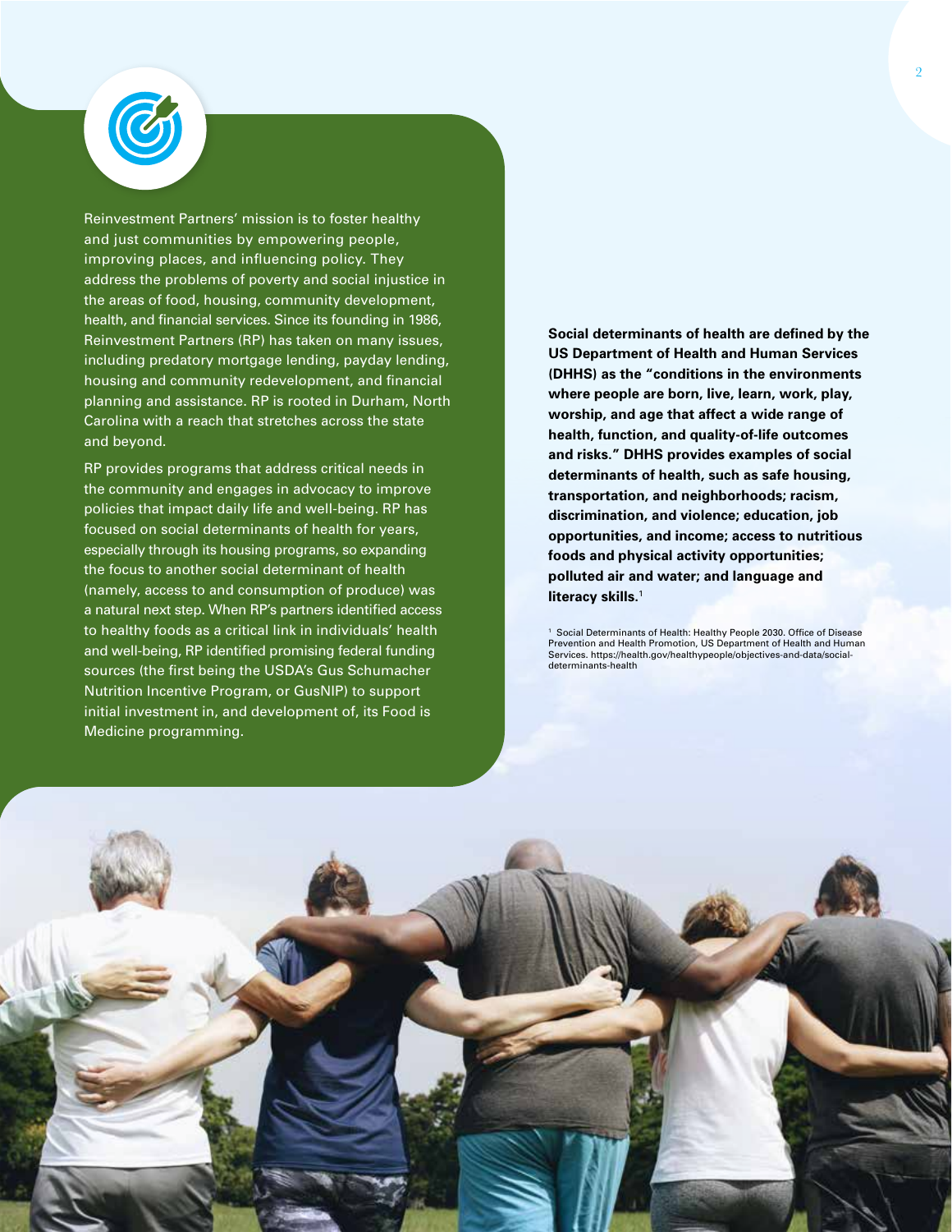Reinvestment Partners' mission is to foster healthy and just communities by empowering people, improving places, and influencing policy. They address the problems of poverty and social injustice in the areas of food, housing, community development, health, and financial services. Since its founding in 1986, Reinvestment Partners (RP) has taken on many issues, including predatory mortgage lending, payday lending, housing and community redevelopment, and financial planning and assistance. RP is rooted in Durham, North Carolina with a reach that stretches across the state and beyond.

RP provides programs that address critical needs in the community and engages in advocacy to improve policies that impact daily life and well-being. RP has focused on social determinants of health for years, especially through its housing programs, so expanding the focus to another social determinant of health (namely, access to and consumption of produce) was a natural next step. When RP's partners identified access to healthy foods as a critical link in individuals' health and well-being, RP identified promising federal funding sources (the first being the USDA's Gus Schumacher Nutrition Incentive Program, or GusNIP) to support initial investment in, and development of, its Food is Medicine programming.

**Social determinants of health are defined by the US Department of Health and Human Services (DHHS) as the "conditions in the environments where people are born, live, learn, work, play, worship, and age that affect a wide range of health, function, and quality-of-life outcomes and risks." DHHS provides examples of social determinants of health, such as safe housing, transportation, and neighborhoods; racism, discrimination, and violence; education, job opportunities, and income; access to nutritious foods and physical activity opportunities; polluted air and water; and language and literacy skills.**[1]

[1] Social Determinants of Health: Healthy People 2030. Office of Disease Prevention and Health Promotion, US Department of Health and Human Services. https://health.gov/healthypeople/objectives-and-data/social-determinants-health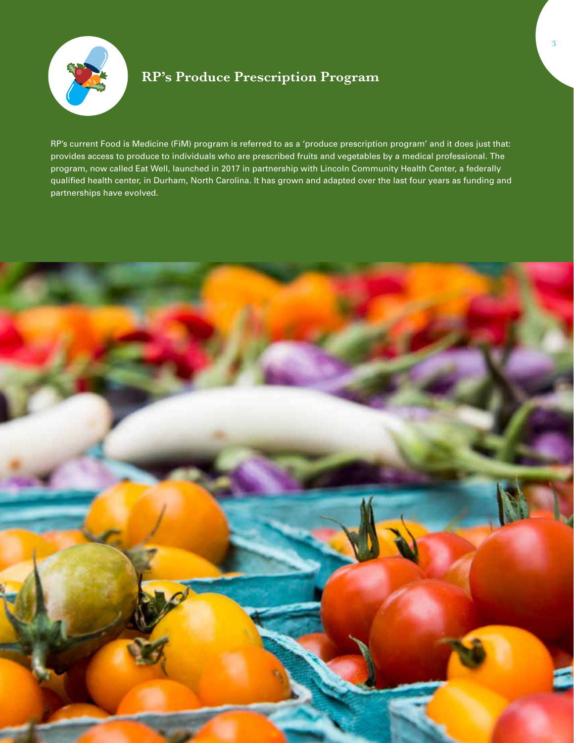## RP's Produce Prescription Program

RP's current Food is Medicine (FiM) program is referred to as a 'produce prescription program' and it does just that: provides access to produce to individuals who are prescribed fruits and vegetables by a medical professional. The program, now called Eat Well, launched in 2017 in partnership with Lincoln Community Health Center, a federally qualified health center, in Durham, North Carolina. It has grown and adapted over the last four years as funding and partnerships have evolved.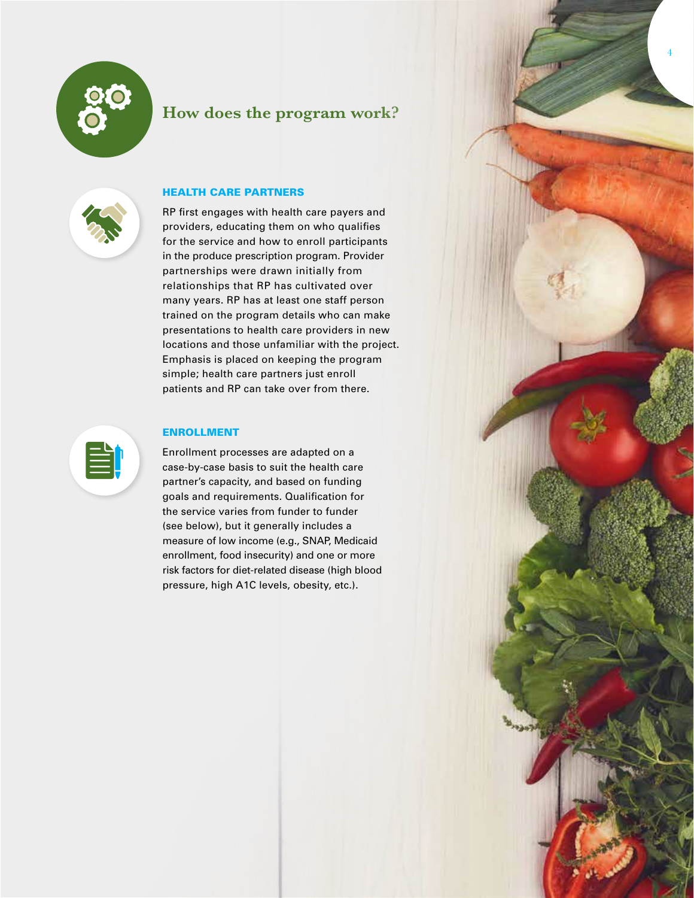## How does the program work?

### HEALTH CARE PARTNERS

RP first engages with health care payers and providers, educating them on who qualifies for the service and how to enroll participants in the produce prescription program. Provider partnerships were drawn initially from relationships that RP has cultivated over many years. RP has at least one staff person trained on the program details who can make presentations to health care providers in new locations and those unfamiliar with the project. Emphasis is placed on keeping the program simple; health care partners just enroll patients and RP can take over from there.

### ENROLLMENT

Enrollment processes are adapted on a case-by-case basis to suit the health care partner's capacity, and based on funding goals and requirements. Qualification for the service varies from funder to funder (see below), but it generally includes a measure of low income (e.g., SNAP, Medicaid enrollment, food insecurity) and one or more risk factors for diet-related disease (high blood pressure, high A1C levels, obesity, etc.).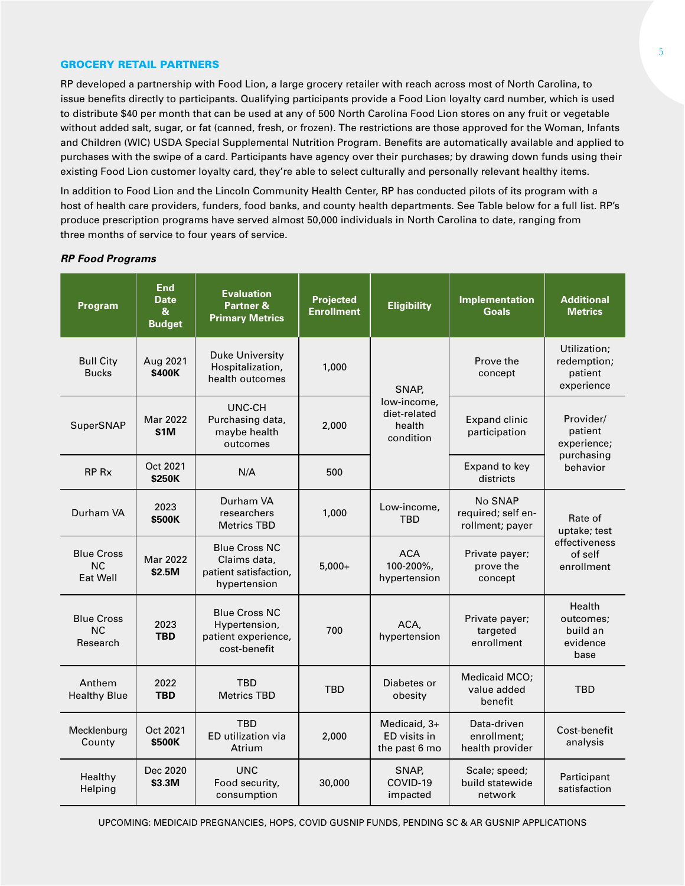## GROCERY RETAIL PARTNERS

RP developed a partnership with Food Lion, a large grocery retailer with reach across most of North Carolina, to issue benefits directly to participants. Qualifying participants provide a Food Lion loyalty card number, which is used to distribute $40 per month that can be used at any of 500 North Carolina Food Lion stores on any fruit or vegetable without added salt, sugar, or fat (canned, fresh, or frozen). The restrictions are those approved for the Woman, Infants and Children (WIC) USDA Special Supplemental Nutrition Program. Benefits are automatically available and applied to purchases with the swipe of a card. Participants have agency over their purchases; by drawing down funds using their existing Food Lion customer loyalty card, they're able to select culturally and personally relevant healthy items.

In addition to Food Lion and the Lincoln Community Health Center, RP has conducted pilots of its program with a host of health care providers, funders, food banks, and county health departments. See Table below for a full list. RP's produce prescription programs have served almost 50,000 individuals in North Carolina to date, ranging from three months of service to four years of service.

***RP Food Programs***

| Program | End Date & Budget | Evaluation Partner & Primary Metrics | Projected Enrollment | Eligibility | Implementation Goals | Additional Metrics |
|---|---|---|---|---|---|---|
| Bull City Bucks | Aug 2021 **$400K** | Duke University Hospitalization, health outcomes | 1,000 | SNAP, low-income, diet-related health condition | Prove the concept | Utilization; redemption; patient experience |
| SuperSNAP | Mar 2022 **$1M** | UNC-CH Purchasing data, maybe health outcomes | 2,000 | | Expand clinic participation | Provider/ patient experience; purchasing behavior |
| RP Rx | Oct 2021 **$250K** | N/A | 500 | | Expand to key districts | |
| Durham VA | 2023 **$500K** | Durham VA researchers Metrics TBD | 1,000 | Low-income, TBD | No SNAP required; self en-rollment; payer | Rate of uptake; test effectiveness of self enrollment |
| Blue Cross NC Eat Well | Mar 2022 **$2.5M** | Blue Cross NC Claims data, patient satisfaction, hypertension | 5,000+ | ACA 100-200%, hypertension | Private payer; prove the concept | |
| Blue Cross NC Research | 2023 **TBD** | Blue Cross NC Hypertension, patient experience, cost-benefit | 700 | ACA, hypertension | Private payer; targeted enrollment | Health outcomes; build an evidence base |
| Anthem Healthy Blue | 2022 **TBD** | TBD Metrics TBD | TBD | Diabetes or obesity | Medicaid MCO; value added benefit | TBD |
| Mecklenburg County | Oct 2021 **$500K** | TBD ED utilization via Atrium | 2,000 | Medicaid, 3+ ED visits in the past 6 mo | Data-driven enrollment; health provider | Cost-benefit analysis |
| Healthy Helping | Dec 2020 **$3.3M** | UNC Food security, consumption | 30,000 | SNAP, COVID-19 impacted | Scale; speed; build statewide network | Participant satisfaction |

UPCOMING: MEDICAID PREGNANCIES, HOPS, COVID GUSNIP FUNDS, PENDING SC & AR GUSNIP APPLICATIONS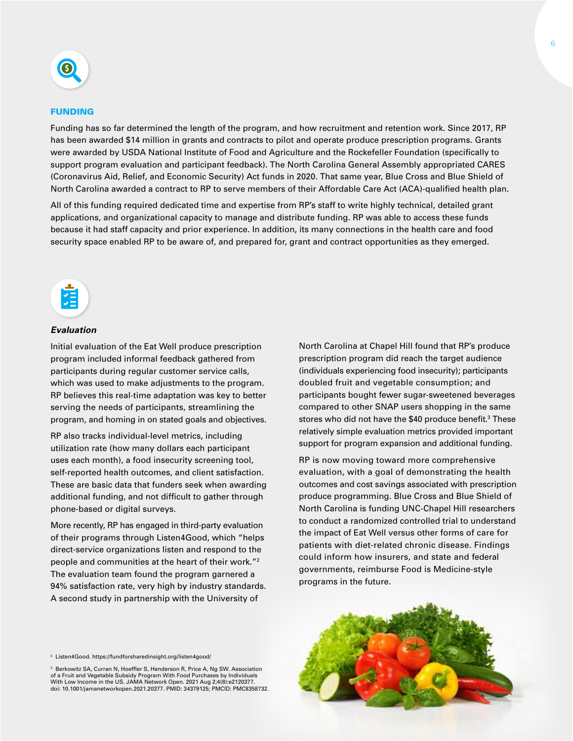## FUNDING

Funding has so far determined the length of the program, and how recruitment and retention work. Since 2017, RP has been awarded $14 million in grants and contracts to pilot and operate produce prescription programs. Grants were awarded by USDA National Institute of Food and Agriculture and the Rockefeller Foundation (specifically to support program evaluation and participant feedback). The North Carolina General Assembly appropriated CARES (Coronavirus Aid, Relief, and Economic Security) Act funds in 2020. That same year, Blue Cross and Blue Shield of North Carolina awarded a contract to RP to serve members of their Affordable Care Act (ACA)-qualified health plan.

All of this funding required dedicated time and expertise from RP's staff to write highly technical, detailed grant applications, and organizational capacity to manage and distribute funding. RP was able to access these funds because it had staff capacity and prior experience. In addition, its many connections in the health care and food security space enabled RP to be aware of, and prepared for, grant and contract opportunities as they emerged.

### *Evaluation*

Initial evaluation of the Eat Well produce prescription program included informal feedback gathered from participants during regular customer service calls, which was used to make adjustments to the program. RP believes this real-time adaptation was key to better serving the needs of participants, streamlining the program, and homing in on stated goals and objectives.

RP also tracks individual-level metrics, including utilization rate (how many dollars each participant uses each month), a food insecurity screening tool, self-reported health outcomes, and client satisfaction. These are basic data that funders seek when awarding additional funding, and not difficult to gather through phone-based or digital surveys.

More recently, RP has engaged in third-party evaluation of their programs through Listen4Good, which "helps direct-service organizations listen and respond to the people and communities at the heart of their work."[2] The evaluation team found the program garnered a 94% satisfaction rate, very high by industry standards. A second study in partnership with the University of North Carolina at Chapel Hill found that RP's produce prescription program did reach the target audience (individuals experiencing food insecurity); participants doubled fruit and vegetable consumption; and participants bought fewer sugar-sweetened beverages compared to other SNAP users shopping in the same stores who did not have the $40 produce benefit.[3] These relatively simple evaluation metrics provided important support for program expansion and additional funding.

RP is now moving toward more comprehensive evaluation, with a goal of demonstrating the health outcomes and cost savings associated with prescription produce programming. Blue Cross and Blue Shield of North Carolina is funding UNC-Chapel Hill researchers to conduct a randomized controlled trial to understand the impact of Eat Well versus other forms of care for patients with diet-related chronic disease. Findings could inform how insurers, and state and federal governments, reimburse Food is Medicine-style programs in the future.

[2] Listen4Good. https://fundforsharedinsight.org/listen4good/

[3] Berkowitz SA, Curran N, Hoeffler S, Henderson R, Price A, Ng SW. Association of a Fruit and Vegetable Subsidy Program With Food Purchases by Individuals With Low Income in the US. JAMA Network Open. 2021 Aug 2;4(8):e2120377. doi: 10.1001/jamanetworkopen.2021.20377. PMID: 34379125; PMCID: PMC8358732.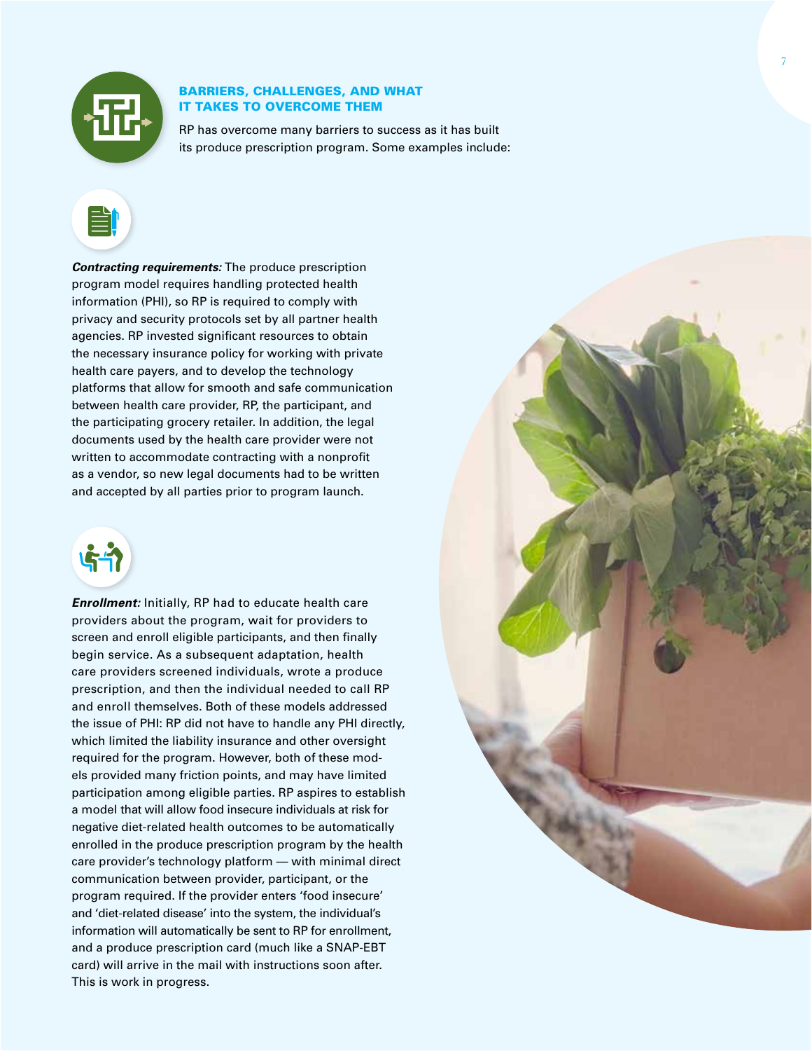## BARRIERS, CHALLENGES, AND WHAT IT TAKES TO OVERCOME THEM

RP has overcome many barriers to success as it has built its produce prescription program. Some examples include:

***Contracting requirements:*** The produce prescription program model requires handling protected health information (PHI), so RP is required to comply with privacy and security protocols set by all partner health agencies. RP invested significant resources to obtain the necessary insurance policy for working with private health care payers, and to develop the technology platforms that allow for smooth and safe communication between health care provider, RP, the participant, and the participating grocery retailer. In addition, the legal documents used by the health care provider were not written to accommodate contracting with a nonprofit as a vendor, so new legal documents had to be written and accepted by all parties prior to program launch.

***Enrollment:*** Initially, RP had to educate health care providers about the program, wait for providers to screen and enroll eligible participants, and then finally begin service. As a subsequent adaptation, health care providers screened individuals, wrote a produce prescription, and then the individual needed to call RP and enroll themselves. Both of these models addressed the issue of PHI: RP did not have to handle any PHI directly, which limited the liability insurance and other oversight required for the program. However, both of these models provided many friction points, and may have limited participation among eligible parties. RP aspires to establish a model that will allow food insecure individuals at risk for negative diet-related health outcomes to be automatically enrolled in the produce prescription program by the health care provider's technology platform — with minimal direct communication between provider, participant, or the program required. If the provider enters 'food insecure' and 'diet-related disease' into the system, the individual's information will automatically be sent to RP for enrollment, and a produce prescription card (much like a SNAP-EBT card) will arrive in the mail with instructions soon after. This is work in progress.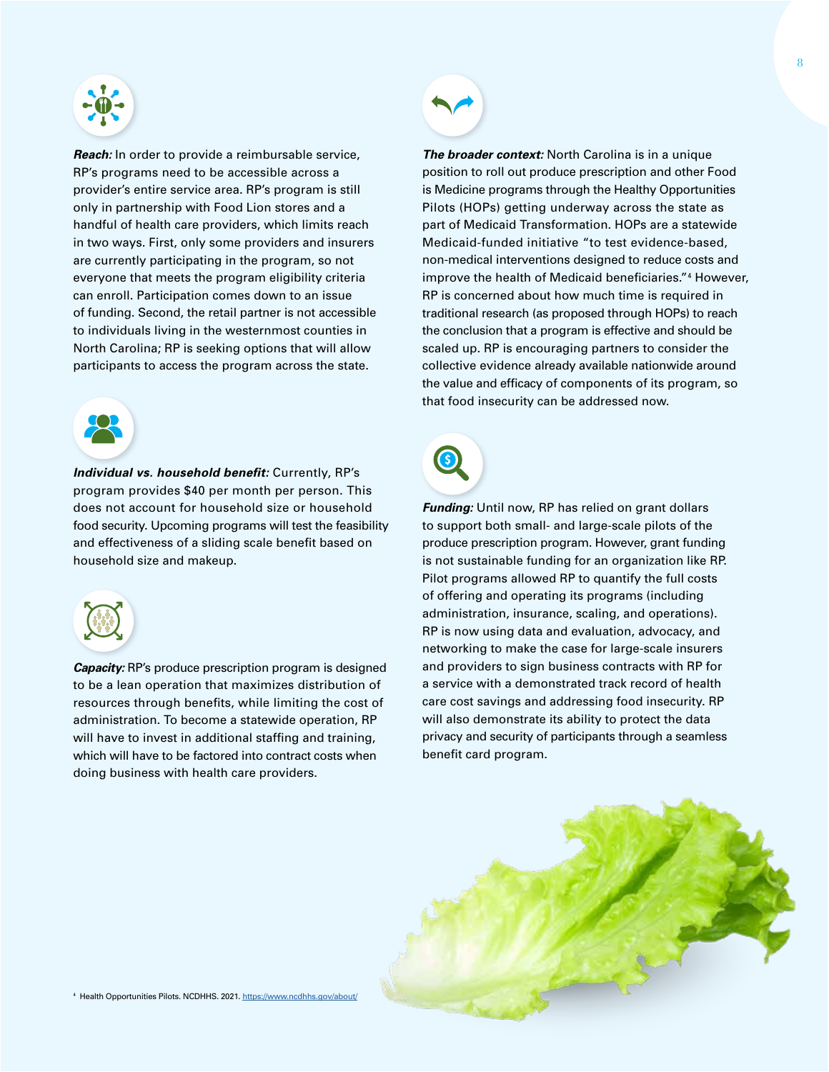***Reach:*** In order to provide a reimbursable service, RP's programs need to be accessible across a provider's entire service area. RP's program is still only in partnership with Food Lion stores and a handful of health care providers, which limits reach in two ways. First, only some providers and insurers are currently participating in the program, so not everyone that meets the program eligibility criteria can enroll. Participation comes down to an issue of funding. Second, the retail partner is not accessible to individuals living in the westernmost counties in North Carolina; RP is seeking options that will allow participants to access the program across the state.

***Individual vs. household benefit:*** Currently, RP's program provides $40 per month per person. This does not account for household size or household food security. Upcoming programs will test the feasibility and effectiveness of a sliding scale benefit based on household size and makeup.

***Capacity:*** RP's produce prescription program is designed to be a lean operation that maximizes distribution of resources through benefits, while limiting the cost of administration. To become a statewide operation, RP will have to invest in additional staffing and training, which will have to be factored into contract costs when doing business with health care providers.

***The broader context:*** North Carolina is in a unique position to roll out produce prescription and other Food is Medicine programs through the Healthy Opportunities Pilots (HOPs) getting underway across the state as part of Medicaid Transformation. HOPs are a statewide Medicaid-funded initiative "to test evidence-based, non-medical interventions designed to reduce costs and improve the health of Medicaid beneficiaries."[4] However, RP is concerned about how much time is required in traditional research (as proposed through HOPs) to reach the conclusion that a program is effective and should be scaled up. RP is encouraging partners to consider the collective evidence already available nationwide around the value and efficacy of components of its program, so that food insecurity can be addressed now.

***Funding:*** Until now, RP has relied on grant dollars to support both small- and large-scale pilots of the produce prescription program. However, grant funding is not sustainable funding for an organization like RP. Pilot programs allowed RP to quantify the full costs of offering and operating its programs (including administration, insurance, scaling, and operations). RP is now using data and evaluation, advocacy, and networking to make the case for large-scale insurers and providers to sign business contracts with RP for a service with a demonstrated track record of health care cost savings and addressing food insecurity. RP will also demonstrate its ability to protect the data privacy and security of participants through a seamless benefit card program.

[4] Health Opportunities Pilots. NCDHHS. 2021. https://www.ncdhhs.gov/about/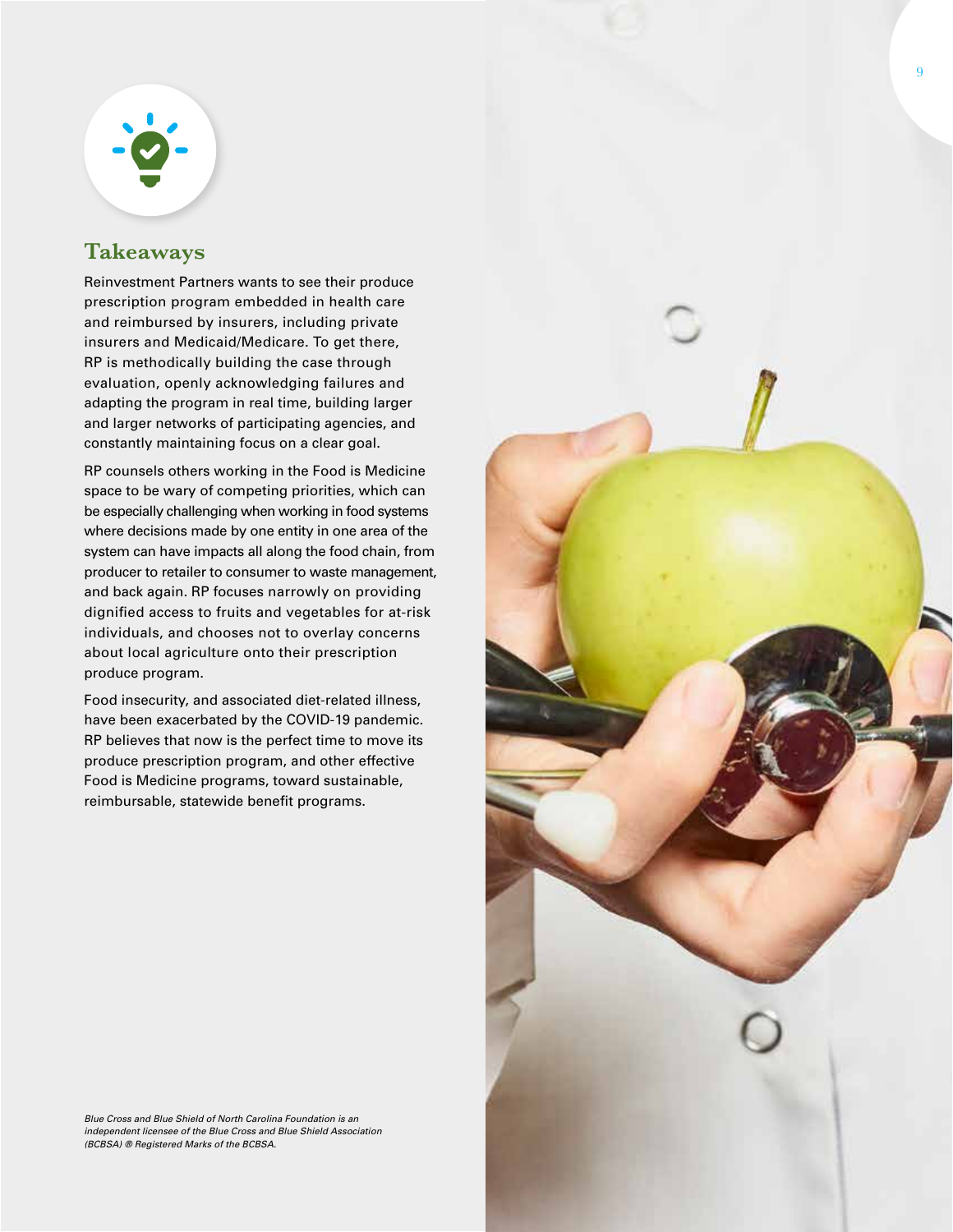## Takeaways

Reinvestment Partners wants to see their produce prescription program embedded in health care and reimbursed by insurers, including private insurers and Medicaid/Medicare. To get there, RP is methodically building the case through evaluation, openly acknowledging failures and adapting the program in real time, building larger and larger networks of participating agencies, and constantly maintaining focus on a clear goal.

RP counsels others working in the Food is Medicine space to be wary of competing priorities, which can be especially challenging when working in food systems where decisions made by one entity in one area of the system can have impacts all along the food chain, from producer to retailer to consumer to waste management, and back again. RP focuses narrowly on providing dignified access to fruits and vegetables for at-risk individuals, and chooses not to overlay concerns about local agriculture onto their prescription produce program.

Food insecurity, and associated diet-related illness, have been exacerbated by the COVID-19 pandemic. RP believes that now is the perfect time to move its produce prescription program, and other effective Food is Medicine programs, toward sustainable, reimbursable, statewide benefit programs.

*Blue Cross and Blue Shield of North Carolina Foundation is an independent licensee of the Blue Cross and Blue Shield Association (BCBSA) ® Registered Marks of the BCBSA.*